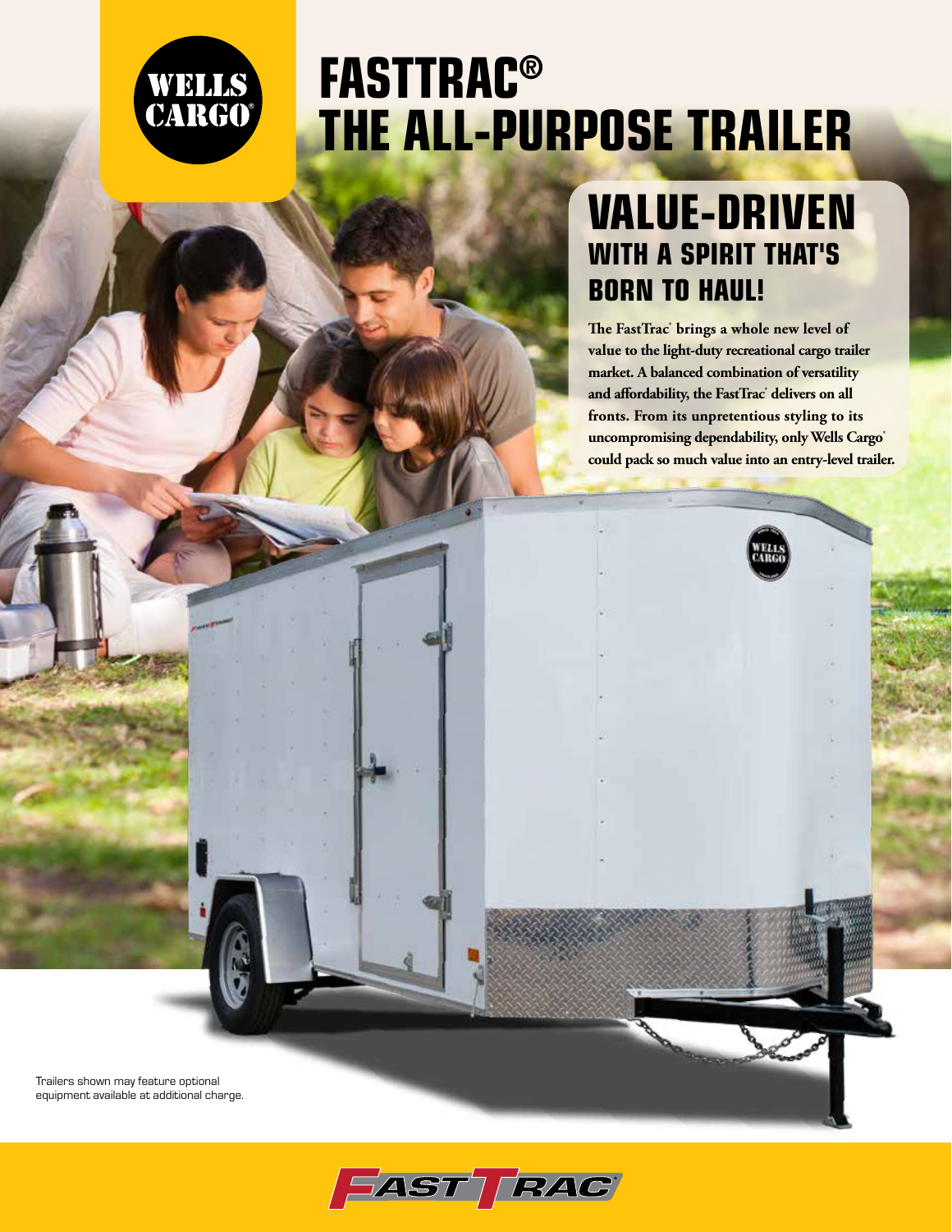# FASTTRAC®
# THE ALL-PURPOSE TRAILER

## VALUE-DRIVEN
### WITH A SPIRIT THAT'S BORN TO HAUL!

**The FastTrac® brings a whole new level of value to the light-duty recreational cargo trailer market. A balanced combination of versatility and affordability, the FastTrac® delivers on all fronts. From its unpretentious styling to its uncompromising dependability, only Wells Cargo® could pack so much value into an entry-level trailer.**

Trailers shown may feature optional equipment available at additional charge.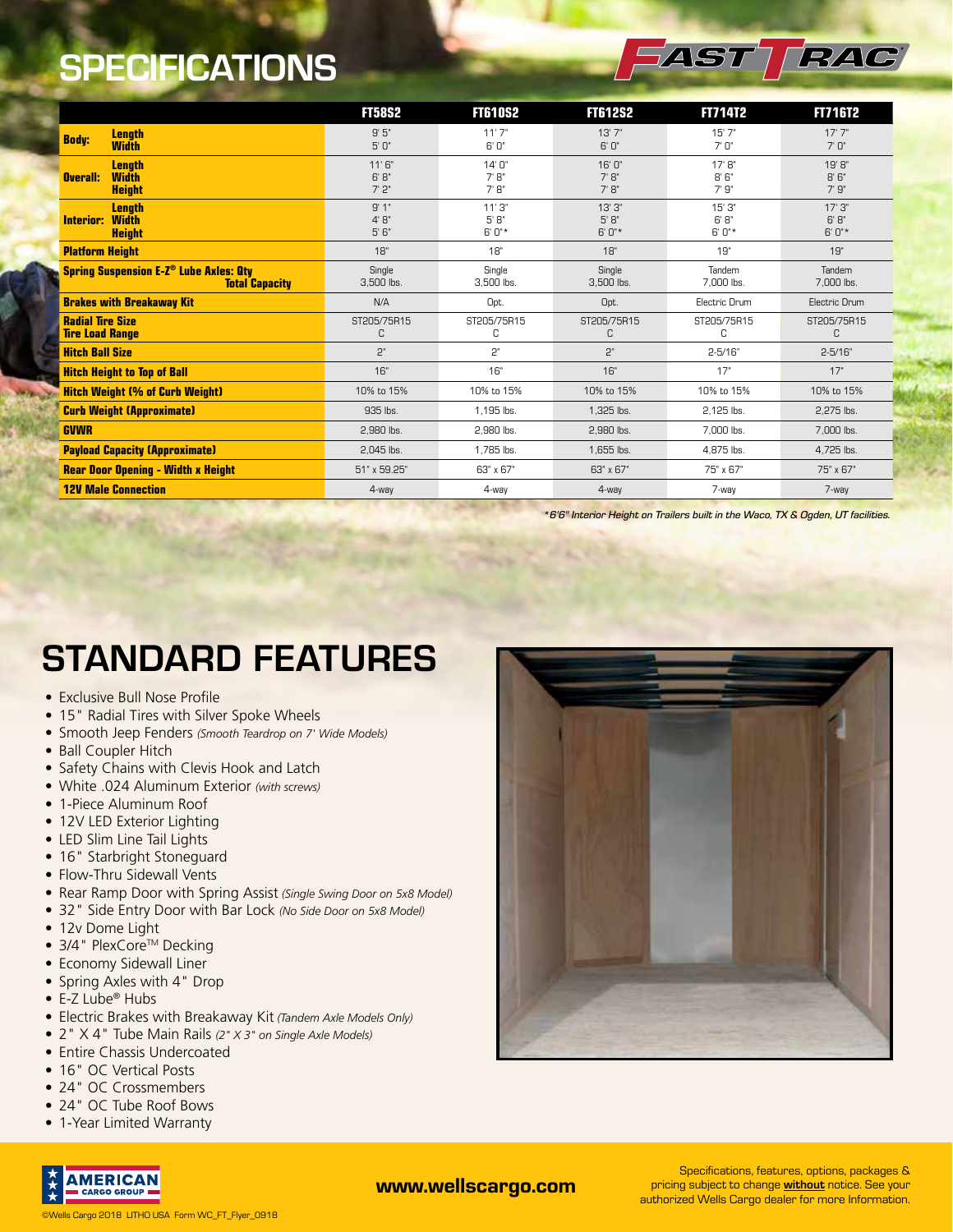# SPECIFICATIONS

FAST TRAC

| | | FT58S2 | FT610S2 | FT612S2 | FT714T2 | FT716T2 |
|---|---|---|---|---|---|---|
| **Body:** | **Length** | 9' 5" | 11' 7" | 13' 7" | 15' 7" | 17' 7" |
| | **Width** | 5' 0" | 6' 0" | 6' 0" | 7' 0" | 7' 0" |
| **Overall:** | **Length** | 11' 6" | 14' 0" | 16' 0" | 17' 8" | 19' 8" |
| | **Width** | 6' 8" | 7' 8" | 7' 8" | 8' 6" | 8' 6" |
| | **Height** | 7' 2" | 7' 8" | 7' 8" | 7' 9" | 7' 9" |
| **Interior:** | **Length** | 9' 1" | 11' 3" | 13' 3" | 15' 3" | 17' 3" |
| | **Width** | 4' 8" | 5' 8" | 5' 8" | 6' 8" | 6' 8" |
| | **Height** | 5' 6" | 6' 0"* | 6' 0"* | 6' 0"* | 6' 0"* |
| **Platform Height** | | 18" | 18" | 18" | 19" | 19" |
| **Spring Suspension E-Z® Lube Axles: Qty** | | Single | Single | Single | Tandem | Tandem |
| | **Total Capacity** | 3,500 lbs. | 3,500 lbs. | 3,500 lbs. | 7,000 lbs. | 7,000 lbs. |
| **Brakes with Breakaway Kit** | | N/A | Opt. | Opt. | Electric Drum | Electric Drum |
| **Radial Tire Size** | | ST205/75R15 | ST205/75R15 | ST205/75R15 | ST205/75R15 | ST205/75R15 |
| **Tire Load Range** | | C | C | C | C | C |
| **Hitch Ball Size** | | 2" | 2" | 2" | 2-5/16" | 2-5/16" |
| **Hitch Height to Top of Ball** | | 16" | 16" | 16" | 17" | 17" |
| **Hitch Weight (% of Curb Weight)** | | 10% to 15% | 10% to 15% | 10% to 15% | 10% to 15% | 10% to 15% |
| **Curb Weight (Approximate)** | | 935 lbs. | 1,195 lbs. | 1,325 lbs. | 2,125 lbs. | 2,275 lbs. |
| **GVWR** | | 2,980 lbs. | 2,980 lbs. | 2,980 lbs. | 7,000 lbs. | 7,000 lbs. |
| **Payload Capacity (Approximate)** | | 2,045 lbs. | 1,785 lbs. | 1,655 lbs. | 4,875 lbs. | 4,725 lbs. |
| **Rear Door Opening - Width x Height** | | 51" x 59.25" | 63" x 67" | 63" x 67" | 75" x 67" | 75" x 67" |
| **12V Male Connection** | | 4-way | 4-way | 4-way | 7-way | 7-way |

*\*6'6" Interior Height on Trailers built in the Waco, TX & Ogden, UT facilities.*

# STANDARD FEATURES

- Exclusive Bull Nose Profile
- 15" Radial Tires with Silver Spoke Wheels
- Smooth Jeep Fenders *(Smooth Teardrop on 7' Wide Models)*
- Ball Coupler Hitch
- Safety Chains with Clevis Hook and Latch
- White .024 Aluminum Exterior *(with screws)*
- 1-Piece Aluminum Roof
- 12V LED Exterior Lighting
- LED Slim Line Tail Lights
- 16" Starbright Stoneguard
- Flow-Thru Sidewall Vents
- Rear Ramp Door with Spring Assist *(Single Swing Door on 5x8 Model)*
- 32" Side Entry Door with Bar Lock *(No Side Door on 5x8 Model)*
- 12v Dome Light
- 3/4" PlexCore™ Decking
- Economy Sidewall Liner
- Spring Axles with 4" Drop
- E-Z Lube® Hubs
- Electric Brakes with Breakaway Kit *(Tandem Axle Models Only)*
- 2" X 4" Tube Main Rails *(2" X 3" on Single Axle Models)*
- Entire Chassis Undercoated
- 16" OC Vertical Posts
- 24" OC Crossmembers
- 24" OC Tube Roof Bows
- 1-Year Limited Warranty

AMERICAN CARGO GROUP

**www.wellscargo.com**

Specifications, features, options, packages & pricing subject to change **without** notice. See your authorized Wells Cargo dealer for more Information.

©Wells Cargo 2018 LITHO USA Form WC_FT_Flyer_0918